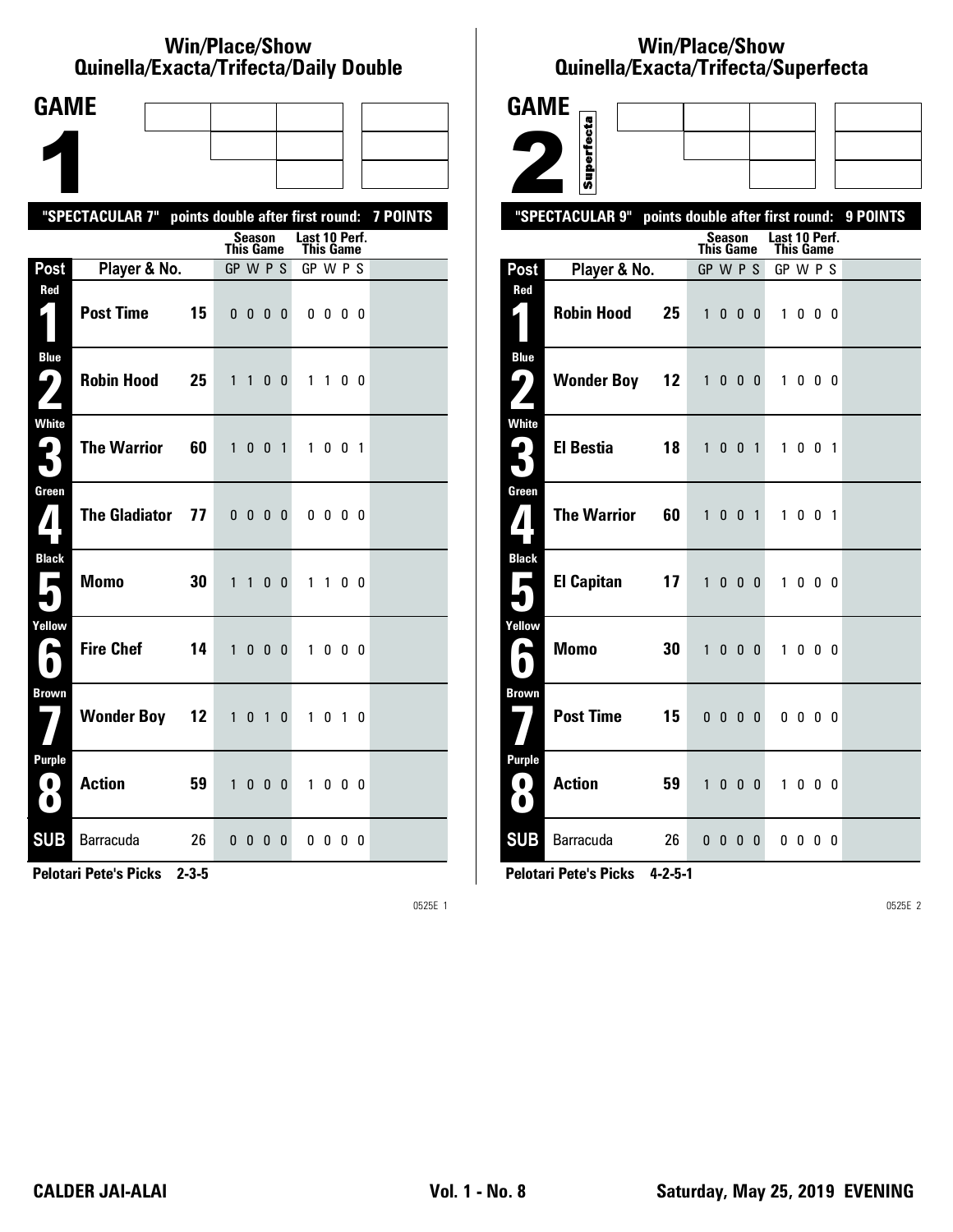## Win/Place/Show
## Quinella/Exacta/Trifecta/Daily Double

# GAME 1

**"SPECTACULAR 7" points double after first round: 7 POINTS**

| Post | Player & No. | | Season This Game GP W P S | Last 10 Perf. This Game GP W P S |
|---|---|---|---|---|
| Red 1 | Post Time | 15 | 0 0 0 0 | 0 0 0 0 |
| Blue 2 | Robin Hood | 25 | 1 1 0 0 | 1 1 0 0 |
| White 3 | The Warrior | 60 | 1 0 0 1 | 1 0 0 1 |
| Green 4 | The Gladiator | 77 | 0 0 0 0 | 0 0 0 0 |
| Black 5 | Momo | 30 | 1 1 0 0 | 1 1 0 0 |
| Yellow 6 | Fire Chef | 14 | 1 0 0 0 | 1 0 0 0 |
| Brown 7 | Wonder Boy | 12 | 1 0 1 0 | 1 0 1 0 |
| Purple 8 | Action | 59 | 1 0 0 0 | 1 0 0 0 |
| SUB | Barracuda | 26 | 0 0 0 0 | 0 0 0 0 |

**Pelotari Pete's Picks 2-3-5**

0525E 1

## Win/Place/Show
## Quinella/Exacta/Trifecta/Superfecta

# GAME 2

Superfecta

**"SPECTACULAR 9" points double after first round: 9 POINTS**

| Post | Player & No. | | Season This Game GP W P S | Last 10 Perf. This Game GP W P S |
|---|---|---|---|---|
| Red 1 | Robin Hood | 25 | 1 0 0 0 | 1 0 0 0 |
| Blue 2 | Wonder Boy | 12 | 1 0 0 0 | 1 0 0 0 |
| White 3 | El Bestia | 18 | 1 0 0 1 | 1 0 0 1 |
| Green 4 | The Warrior | 60 | 1 0 0 1 | 1 0 0 1 |
| Black 5 | El Capitan | 17 | 1 0 0 0 | 1 0 0 0 |
| Yellow 6 | Momo | 30 | 1 0 0 0 | 1 0 0 0 |
| Brown 7 | Post Time | 15 | 0 0 0 0 | 0 0 0 0 |
| Purple 8 | Action | 59 | 1 0 0 0 | 1 0 0 0 |
| SUB | Barracuda | 26 | 0 0 0 0 | 0 0 0 0 |

**Pelotari Pete's Picks 4-2-5-1**

0525E 2

**CALDER JAI-ALAI** **Vol. 1 - No. 8** **Saturday, May 25, 2019 EVENING**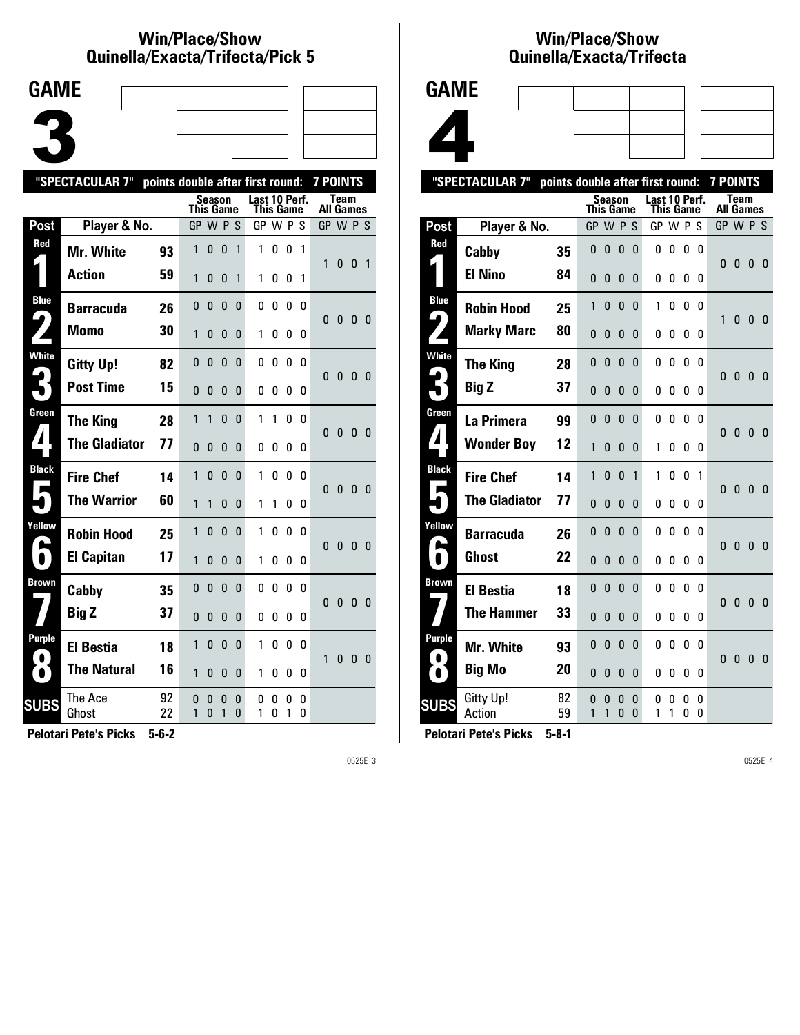## Win/Place/Show
## Quinella/Exacta/Trifecta/Pick 5

# GAME 3

**"SPECTACULAR 7"** points double after first round: **7 POINTS**

| Post | Player & No. | | Season This Game GP W P S | Last 10 Perf. This Game GP W P S | Team All Games GP W P S |
|---|---|---|---|---|---|
| Red 1 | Mr. White | 93 | 1 0 0 1 | 1 0 0 1 | 1 0 0 1 |
| | Action | 59 | 1 0 0 1 | 1 0 0 1 | |
| Blue 2 | Barracuda | 26 | 0 0 0 0 | 0 0 0 0 | 0 0 0 0 |
| | Momo | 30 | 1 0 0 0 | 1 0 0 0 | |
| White 3 | Gitty Up! | 82 | 0 0 0 0 | 0 0 0 0 | 0 0 0 0 |
| | Post Time | 15 | 0 0 0 0 | 0 0 0 0 | |
| Green 4 | The King | 28 | 1 1 0 0 | 1 1 0 0 | 0 0 0 0 |
| | The Gladiator | 77 | 0 0 0 0 | 0 0 0 0 | |
| Black 5 | Fire Chef | 14 | 1 0 0 0 | 1 0 0 0 | 0 0 0 0 |
| | The Warrior | 60 | 1 1 0 0 | 1 1 0 0 | |
| Yellow 6 | Robin Hood | 25 | 1 0 0 0 | 1 0 0 0 | 0 0 0 0 |
| | El Capitan | 17 | 1 0 0 0 | 1 0 0 0 | |
| Brown 7 | Cabby | 35 | 0 0 0 0 | 0 0 0 0 | 0 0 0 0 |
| | Big Z | 37 | 0 0 0 0 | 0 0 0 0 | |
| Purple 8 | El Bestia | 18 | 1 0 0 0 | 1 0 0 0 | 1 0 0 0 |
| | The Natural | 16 | 1 0 0 0 | 1 0 0 0 | |
| SUBS | The Ace | 92 | 0 0 0 0 | 0 0 0 0 | |
| | Ghost | 22 | 1 0 1 0 | 1 0 1 0 | |

**Pelotari Pete's Picks 5-6-2**

0525E 3

## Win/Place/Show
## Quinella/Exacta/Trifecta

# GAME 4

**"SPECTACULAR 7"** points double after first round: **7 POINTS**

| Post | Player & No. | | Season This Game GP W P S | Last 10 Perf. This Game GP W P S | Team All Games GP W P S |
|---|---|---|---|---|---|
| Red 1 | Cabby | 35 | 0 0 0 0 | 0 0 0 0 | 0 0 0 0 |
| | El Nino | 84 | 0 0 0 0 | 0 0 0 0 | |
| Blue 2 | Robin Hood | 25 | 1 0 0 0 | 1 0 0 0 | 1 0 0 0 |
| | Marky Marc | 80 | 0 0 0 0 | 0 0 0 0 | |
| White 3 | The King | 28 | 0 0 0 0 | 0 0 0 0 | 0 0 0 0 |
| | Big Z | 37 | 0 0 0 0 | 0 0 0 0 | |
| Green 4 | La Primera | 99 | 0 0 0 0 | 0 0 0 0 | 0 0 0 0 |
| | Wonder Boy | 12 | 1 0 0 0 | 1 0 0 0 | |
| Black 5 | Fire Chef | 14 | 1 0 0 1 | 1 0 0 1 | 0 0 0 0 |
| | The Gladiator | 77 | 0 0 0 0 | 0 0 0 0 | |
| Yellow 6 | Barracuda | 26 | 0 0 0 0 | 0 0 0 0 | 0 0 0 0 |
| | Ghost | 22 | 0 0 0 0 | 0 0 0 0 | |
| Brown 7 | El Bestia | 18 | 0 0 0 0 | 0 0 0 0 | 0 0 0 0 |
| | The Hammer | 33 | 0 0 0 0 | 0 0 0 0 | |
| Purple 8 | Mr. White | 93 | 0 0 0 0 | 0 0 0 0 | 0 0 0 0 |
| | Big Mo | 20 | 0 0 0 0 | 0 0 0 0 | |
| SUBS | Gitty Up! | 82 | 0 0 0 0 | 0 0 0 0 | |
| | Action | 59 | 1 1 0 0 | 1 1 0 0 | |

**Pelotari Pete's Picks 5-8-1**

0525E 4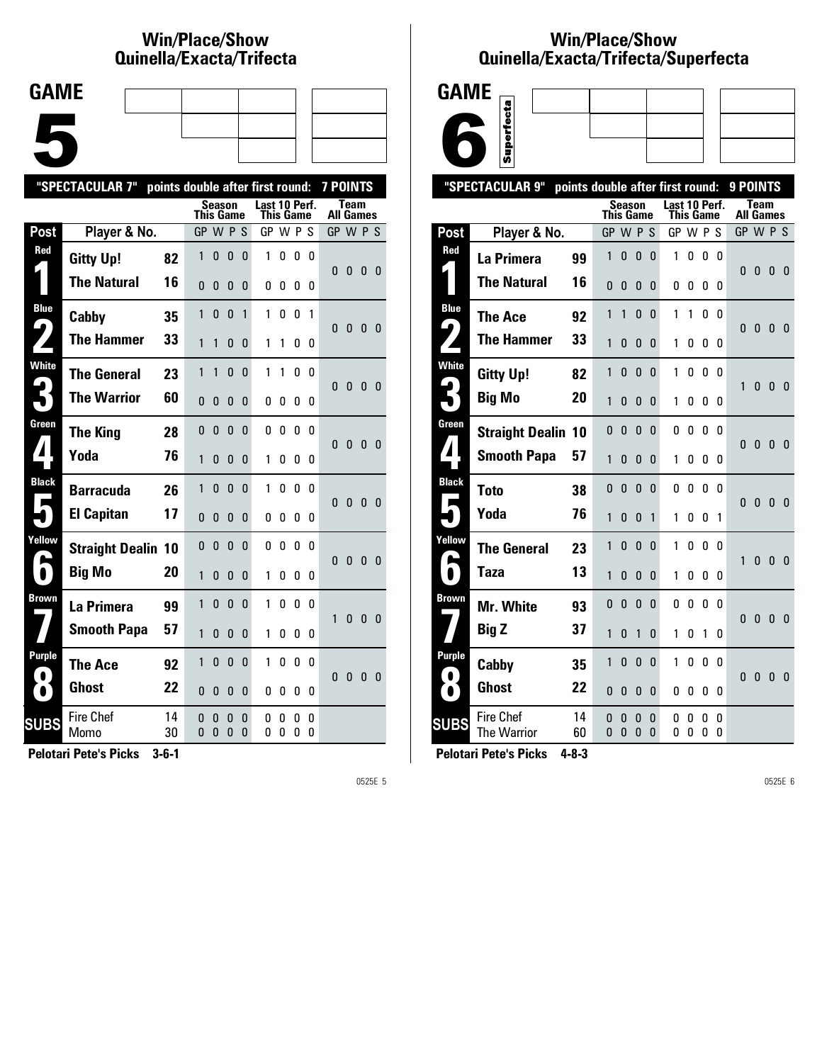## Win/Place/Show
## Quinella/Exacta/Trifecta

# GAME 5

"SPECTACULAR 7" points double after first round: 7 POINTS

| Post | Player & No. | | Season This Game GP | W | P | S | Last 10 Perf. This Game GP | W | P | S | Team All Games GP | W | P | S |
|---|---|---|---|---|---|---|---|---|---|---|---|---|---|---|
| Red 1 | Gitty Up! | 82 | 1 | 0 | 0 | 0 | 1 | 0 | 0 | 0 | 0 | 0 | 0 | 0 |
| | The Natural | 16 | 0 | 0 | 0 | 0 | 0 | 0 | 0 | 0 | | | | |
| Blue 2 | Cabby | 35 | 1 | 0 | 0 | 1 | 1 | 0 | 0 | 1 | 0 | 0 | 0 | 0 |
| | The Hammer | 33 | 1 | 1 | 0 | 0 | 1 | 1 | 0 | 0 | | | | |
| White 3 | The General | 23 | 1 | 1 | 0 | 0 | 1 | 1 | 0 | 0 | 0 | 0 | 0 | 0 |
| | The Warrior | 60 | 0 | 0 | 0 | 0 | 0 | 0 | 0 | 0 | | | | |
| Green 4 | The King | 28 | 0 | 0 | 0 | 0 | 0 | 0 | 0 | 0 | 0 | 0 | 0 | 0 |
| | Yoda | 76 | 1 | 0 | 0 | 0 | 1 | 0 | 0 | 0 | | | | |
| Black 5 | Barracuda | 26 | 1 | 0 | 0 | 0 | 1 | 0 | 0 | 0 | 0 | 0 | 0 | 0 |
| | El Capitan | 17 | 0 | 0 | 0 | 0 | 0 | 0 | 0 | 0 | | | | |
| Yellow 6 | Straight Dealin | 10 | 0 | 0 | 0 | 0 | 0 | 0 | 0 | 0 | 0 | 0 | 0 | 0 |
| | Big Mo | 20 | 1 | 0 | 0 | 0 | 1 | 0 | 0 | 0 | | | | |
| Brown 7 | La Primera | 99 | 1 | 0 | 0 | 0 | 1 | 0 | 0 | 0 | 1 | 0 | 0 | 0 |
| | Smooth Papa | 57 | 1 | 0 | 0 | 0 | 1 | 0 | 0 | 0 | | | | |
| Purple 8 | The Ace | 92 | 1 | 0 | 0 | 0 | 1 | 0 | 0 | 0 | 0 | 0 | 0 | 0 |
| | Ghost | 22 | 0 | 0 | 0 | 0 | 0 | 0 | 0 | 0 | | | | |
| SUBS | Fire Chef | 14 | 0 | 0 | 0 | 0 | 0 | 0 | 0 | 0 | | | | |
| | Momo | 30 | 0 | 0 | 0 | 0 | 0 | 0 | 0 | 0 | | | | |

**Pelotari Pete's Picks 3-6-1**

## Win/Place/Show
## Quinella/Exacta/Trifecta/Superfecta

# GAME 6

Superfecta

"SPECTACULAR 9" points double after first round: 9 POINTS

| Post | Player & No. | | Season This Game GP | W | P | S | Last 10 Perf. This Game GP | W | P | S | Team All Games GP | W | P | S |
|---|---|---|---|---|---|---|---|---|---|---|---|---|---|---|
| Red 1 | La Primera | 99 | 1 | 0 | 0 | 0 | 1 | 0 | 0 | 0 | 0 | 0 | 0 | 0 |
| | The Natural | 16 | 0 | 0 | 0 | 0 | 0 | 0 | 0 | 0 | | | | |
| Blue 2 | The Ace | 92 | 1 | 1 | 0 | 0 | 1 | 1 | 0 | 0 | 0 | 0 | 0 | 0 |
| | The Hammer | 33 | 1 | 0 | 0 | 0 | 1 | 0 | 0 | 0 | | | | |
| White 3 | Gitty Up! | 82 | 1 | 0 | 0 | 0 | 1 | 0 | 0 | 0 | 1 | 0 | 0 | 0 |
| | Big Mo | 20 | 1 | 0 | 0 | 0 | 1 | 0 | 0 | 0 | | | | |
| Green 4 | Straight Dealin | 10 | 0 | 0 | 0 | 0 | 0 | 0 | 0 | 0 | 0 | 0 | 0 | 0 |
| | Smooth Papa | 57 | 1 | 0 | 0 | 0 | 1 | 0 | 0 | 0 | | | | |
| Black 5 | Toto | 38 | 0 | 0 | 0 | 0 | 0 | 0 | 0 | 0 | 0 | 0 | 0 | 0 |
| | Yoda | 76 | 1 | 0 | 0 | 1 | 1 | 0 | 0 | 1 | | | | |
| Yellow 6 | The General | 23 | 1 | 0 | 0 | 0 | 1 | 0 | 0 | 0 | 1 | 0 | 0 | 0 |
| | Taza | 13 | 1 | 0 | 0 | 0 | 1 | 0 | 0 | 0 | | | | |
| Brown 7 | Mr. White | 93 | 0 | 0 | 0 | 0 | 0 | 0 | 0 | 0 | 0 | 0 | 0 | 0 |
| | Big Z | 37 | 1 | 0 | 1 | 0 | 1 | 0 | 1 | 0 | | | | |
| Purple 8 | Cabby | 35 | 1 | 0 | 0 | 0 | 1 | 0 | 0 | 0 | 0 | 0 | 0 | 0 |
| | Ghost | 22 | 0 | 0 | 0 | 0 | 0 | 0 | 0 | 0 | | | | |
| SUBS | Fire Chef | 14 | 0 | 0 | 0 | 0 | 0 | 0 | 0 | 0 | | | | |
| | The Warrior | 60 | 0 | 0 | 0 | 0 | 0 | 0 | 0 | 0 | | | | |

**Pelotari Pete's Picks 4-8-3**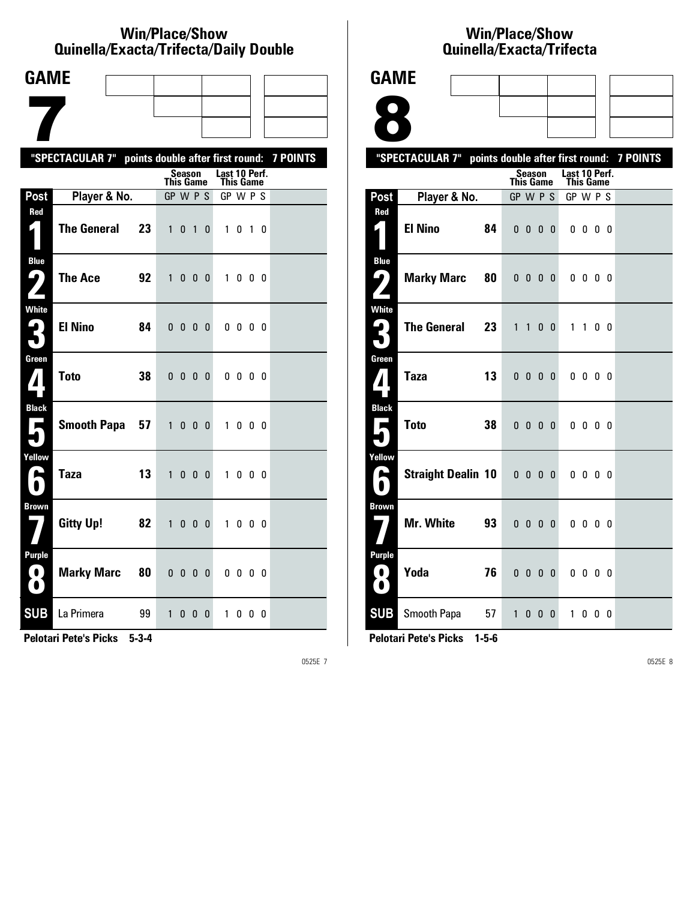## Win/Place/Show
## Quinella/Exacta/Trifecta/Daily Double

# GAME 7

**"SPECTACULAR 7" points double after first round: 7 POINTS**

| Post | Player & No. | | Season This Game GP W P S | Last 10 Perf. This Game GP W P S |
|---|---|---|---|---|
| Red 1 | The General | 23 | 1 0 1 0 | 1 0 1 0 |
| Blue 2 | The Ace | 92 | 1 0 0 0 | 1 0 0 0 |
| White 3 | El Nino | 84 | 0 0 0 0 | 0 0 0 0 |
| Green 4 | Toto | 38 | 0 0 0 0 | 0 0 0 0 |
| Black 5 | Smooth Papa | 57 | 1 0 0 0 | 1 0 0 0 |
| Yellow 6 | Taza | 13 | 1 0 0 0 | 1 0 0 0 |
| Brown 7 | Gitty Up! | 82 | 1 0 0 0 | 1 0 0 0 |
| Purple 8 | Marky Marc | 80 | 0 0 0 0 | 0 0 0 0 |
| SUB | La Primera | 99 | 1 0 0 0 | 1 0 0 0 |

**Pelotari Pete's Picks 5-3-4**

0525E 7

## Win/Place/Show
## Quinella/Exacta/Trifecta

# GAME 8

**"SPECTACULAR 7" points double after first round: 7 POINTS**

| Post | Player & No. | | Season This Game GP W P S | Last 10 Perf. This Game GP W P S |
|---|---|---|---|---|
| Red 1 | El Nino | 84 | 0 0 0 0 | 0 0 0 0 |
| Blue 2 | Marky Marc | 80 | 0 0 0 0 | 0 0 0 0 |
| White 3 | The General | 23 | 1 1 0 0 | 1 1 0 0 |
| Green 4 | Taza | 13 | 0 0 0 0 | 0 0 0 0 |
| Black 5 | Toto | 38 | 0 0 0 0 | 0 0 0 0 |
| Yellow 6 | Straight Dealin | 10 | 0 0 0 0 | 0 0 0 0 |
| Brown 7 | Mr. White | 93 | 0 0 0 0 | 0 0 0 0 |
| Purple 8 | Yoda | 76 | 0 0 0 0 | 0 0 0 0 |
| SUB | Smooth Papa | 57 | 1 0 0 0 | 1 0 0 0 |

**Pelotari Pete's Picks 1-5-6**

0525E 8